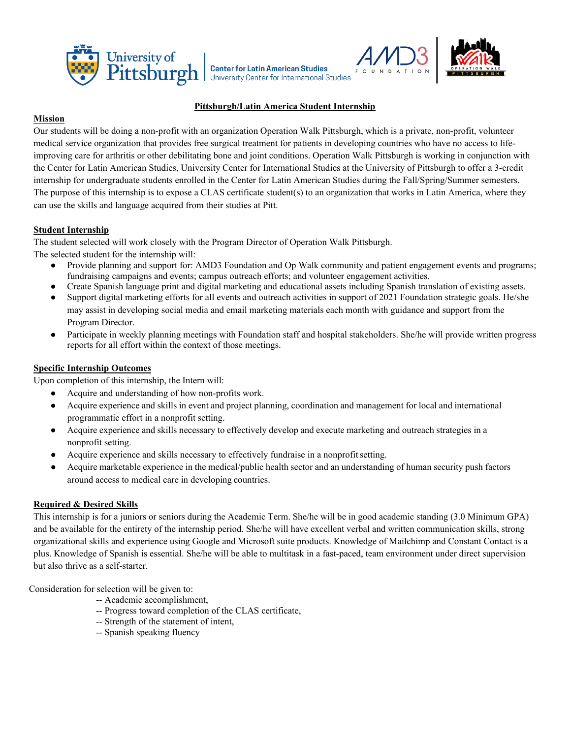University of Pittsburgh | Center for Latin American Studies, University Center for International Studies

AMD3 FOUNDATION | OPERATION WALK PITTSBURGH

# Pittsburgh/Latin America Student Internship

## Mission

Our students will be doing a non-profit with an organization Operation Walk Pittsburgh, which is a private, non-profit, volunteer medical service organization that provides free surgical treatment for patients in developing countries who have no access to life-improving care for arthritis or other debilitating bone and joint conditions. Operation Walk Pittsburgh is working in conjunction with the Center for Latin American Studies, University Center for International Studies at the University of Pittsburgh to offer a 3-credit internship for undergraduate students enrolled in the Center for Latin American Studies during the Fall/Spring/Summer semesters. The purpose of this internship is to expose a CLAS certificate student(s) to an organization that works in Latin America, where they can use the skills and language acquired from their studies at Pitt.

## Student Internship

The student selected will work closely with the Program Director of Operation Walk Pittsburgh.
The selected student for the internship will:

- Provide planning and support for: AMD3 Foundation and Op Walk community and patient engagement events and programs; fundraising campaigns and events; campus outreach efforts; and volunteer engagement activities.
- Create Spanish language print and digital marketing and educational assets including Spanish translation of existing assets.
- Support digital marketing efforts for all events and outreach activities in support of 2021 Foundation strategic goals. He/she may assist in developing social media and email marketing materials each month with guidance and support from the Program Director.
- Participate in weekly planning meetings with Foundation staff and hospital stakeholders. She/he will provide written progress reports for all effort within the context of those meetings.

## Specific Internship Outcomes

Upon completion of this internship, the Intern will:

- Acquire and understanding of how non-profits work.
- Acquire experience and skills in event and project planning, coordination and management for local and international programmatic effort in a nonprofit setting.
- Acquire experience and skills necessary to effectively develop and execute marketing and outreach strategies in a nonprofit setting.
- Acquire experience and skills necessary to effectively fundraise in a nonprofit setting.
- Acquire marketable experience in the medical/public health sector and an understanding of human security push factors around access to medical care in developing countries.

## Required & Desired Skills

This internship is for a juniors or seniors during the Academic Term. She/he will be in good academic standing (3.0 Minimum GPA) and be available for the entirety of the internship period. She/he will have excellent verbal and written communication skills, strong organizational skills and experience using Google and Microsoft suite products. Knowledge of Mailchimp and Constant Contact is a plus. Knowledge of Spanish is essential. She/he will be able to multitask in a fast-paced, team environment under direct supervision but also thrive as a self-starter.

Consideration for selection will be given to:

-- Academic accomplishment,
-- Progress toward completion of the CLAS certificate,
-- Strength of the statement of intent,
-- Spanish speaking fluency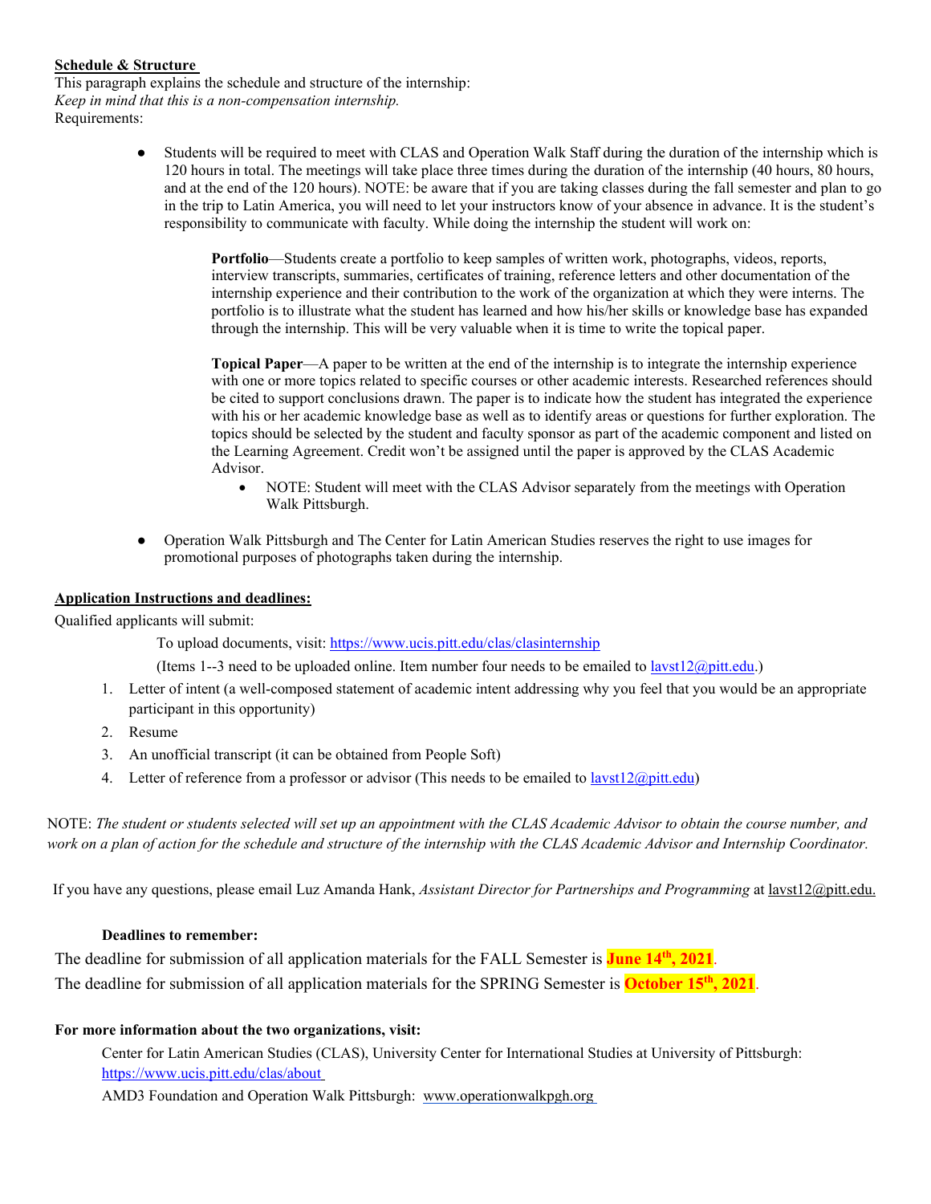**Schedule & Structure**

This paragraph explains the schedule and structure of the internship:

*Keep in mind that this is a non-compensation internship.*

Requirements:

- Students will be required to meet with CLAS and Operation Walk Staff during the duration of the internship which is 120 hours in total. The meetings will take place three times during the duration of the internship (40 hours, 80 hours, and at the end of the 120 hours). NOTE: be aware that if you are taking classes during the fall semester and plan to go in the trip to Latin America, you will need to let your instructors know of your absence in advance. It is the student's responsibility to communicate with faculty. While doing the internship the student will work on:

  **Portfolio**—Students create a portfolio to keep samples of written work, photographs, videos, reports, interview transcripts, summaries, certificates of training, reference letters and other documentation of the internship experience and their contribution to the work of the organization at which they were interns. The portfolio is to illustrate what the student has learned and how his/her skills or knowledge base has expanded through the internship. This will be very valuable when it is time to write the topical paper.

  **Topical Paper**—A paper to be written at the end of the internship is to integrate the internship experience with one or more topics related to specific courses or other academic interests. Researched references should be cited to support conclusions drawn. The paper is to indicate how the student has integrated the experience with his or her academic knowledge base as well as to identify areas or questions for further exploration. The topics should be selected by the student and faculty sponsor as part of the academic component and listed on the Learning Agreement. Credit won't be assigned until the paper is approved by the CLAS Academic Advisor.

  - NOTE: Student will meet with the CLAS Advisor separately from the meetings with Operation Walk Pittsburgh.

- Operation Walk Pittsburgh and The Center for Latin American Studies reserves the right to use images for promotional purposes of photographs taken during the internship.

**Application Instructions and deadlines:**

Qualified applicants will submit:

To upload documents, visit: https://www.ucis.pitt.edu/clas/clasinternship

(Items 1--3 need to be uploaded online. Item number four needs to be emailed to lavst12@pitt.edu.)

1. Letter of intent (a well-composed statement of academic intent addressing why you feel that you would be an appropriate participant in this opportunity)
2. Resume
3. An unofficial transcript (it can be obtained from People Soft)
4. Letter of reference from a professor or advisor (This needs to be emailed to lavst12@pitt.edu)

NOTE: *The student or students selected will set up an appointment with the CLAS Academic Advisor to obtain the course number, and work on a plan of action for the schedule and structure of the internship with the CLAS Academic Advisor and Internship Coordinator.*

If you have any questions, please email Luz Amanda Hank, *Assistant Director for Partnerships and Programming* at lavst12@pitt.edu.

**Deadlines to remember:**

The deadline for submission of all application materials for the FALL Semester is **June 14th, 2021**.

The deadline for submission of all application materials for the SPRING Semester is **October 15th, 2021**.

**For more information about the two organizations, visit:**

Center for Latin American Studies (CLAS), University Center for International Studies at University of Pittsburgh: https://www.ucis.pitt.edu/clas/about

AMD3 Foundation and Operation Walk Pittsburgh: www.operationwalkpgh.org